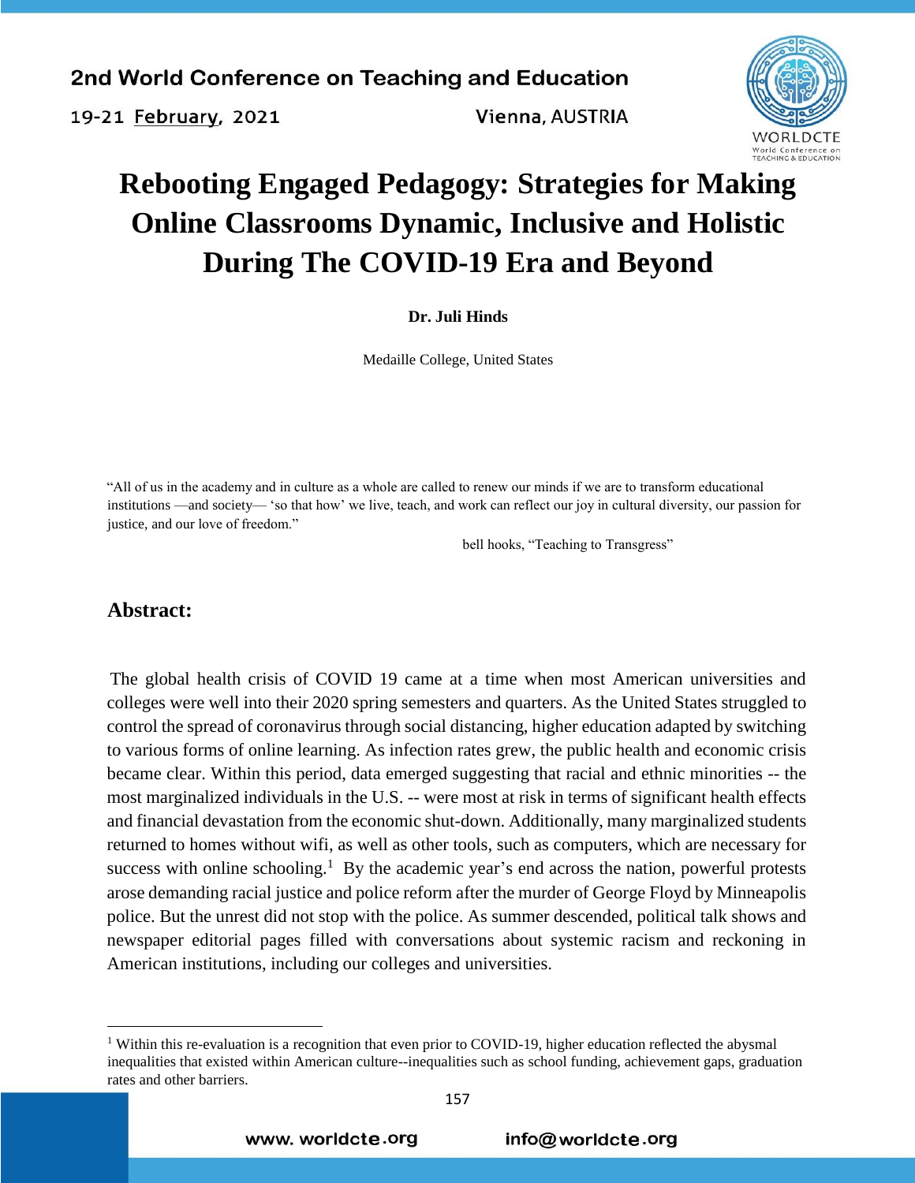# Rebooting Engaged Pedagogy: Strategies for Making Online Classrooms Dynamic, Inclusive and Holistic During The COVID-19 Era and Beyond

**Dr. Juli Hinds**

Medaille College, United States

"All of us in the academy and in culture as a whole are called to renew our minds if we are to transform educational institutions —and society— 'so that how' we live, teach, and work can reflect our joy in cultural diversity, our passion for justice, and our love of freedom."

bell hooks, "Teaching to Transgress"

## Abstract:

The global health crisis of COVID 19 came at a time when most American universities and colleges were well into their 2020 spring semesters and quarters. As the United States struggled to control the spread of coronavirus through social distancing, higher education adapted by switching to various forms of online learning. As infection rates grew, the public health and economic crisis became clear. Within this period, data emerged suggesting that racial and ethnic minorities -- the most marginalized individuals in the U.S. -- were most at risk in terms of significant health effects and financial devastation from the economic shut-down. Additionally, many marginalized students returned to homes without wifi, as well as other tools, such as computers, which are necessary for success with online schooling.[1] By the academic year's end across the nation, powerful protests arose demanding racial justice and police reform after the murder of George Floyd by Minneapolis police. But the unrest did not stop with the police. As summer descended, political talk shows and newspaper editorial pages filled with conversations about systemic racism and reckoning in American institutions, including our colleges and universities.

[1] Within this re-evaluation is a recognition that even prior to COVID-19, higher education reflected the abysmal inequalities that existed within American culture--inequalities such as school funding, achievement gaps, graduation rates and other barriers.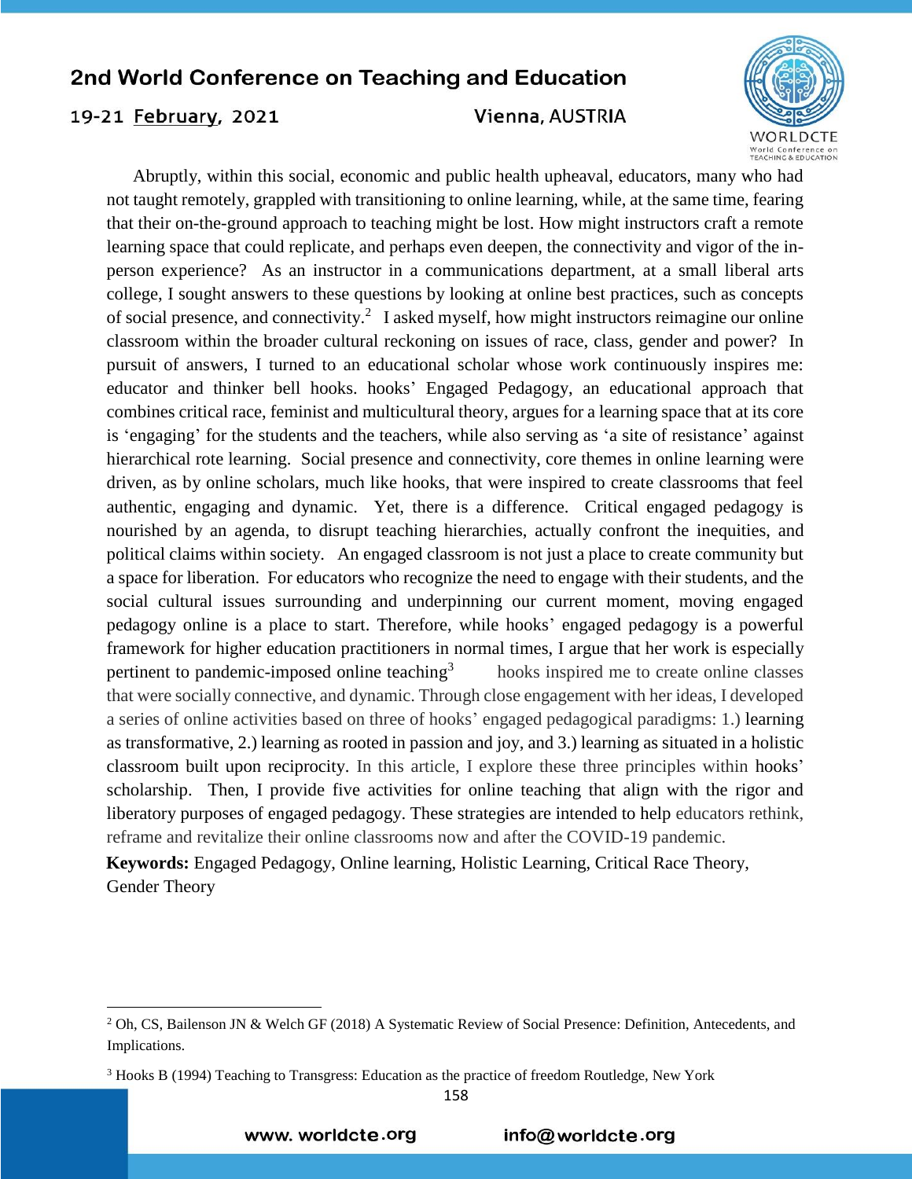Abruptly, within this social, economic and public health upheaval, educators, many who had not taught remotely, grappled with transitioning to online learning, while, at the same time, fearing that their on-the-ground approach to teaching might be lost. How might instructors craft a remote learning space that could replicate, and perhaps even deepen, the connectivity and vigor of the in-person experience? As an instructor in a communications department, at a small liberal arts college, I sought answers to these questions by looking at online best practices, such as concepts of social presence, and connectivity.[2] I asked myself, how might instructors reimagine our online classroom within the broader cultural reckoning on issues of race, class, gender and power? In pursuit of answers, I turned to an educational scholar whose work continuously inspires me: educator and thinker bell hooks. hooks' Engaged Pedagogy, an educational approach that combines critical race, feminist and multicultural theory, argues for a learning space that at its core is 'engaging' for the students and the teachers, while also serving as 'a site of resistance' against hierarchical rote learning. Social presence and connectivity, core themes in online learning were driven, as by online scholars, much like hooks, that were inspired to create classrooms that feel authentic, engaging and dynamic. Yet, there is a difference. Critical engaged pedagogy is nourished by an agenda, to disrupt teaching hierarchies, actually confront the inequities, and political claims within society. An engaged classroom is not just a place to create community but a space for liberation. For educators who recognize the need to engage with their students, and the social cultural issues surrounding and underpinning our current moment, moving engaged pedagogy online is a place to start. Therefore, while hooks' engaged pedagogy is a powerful framework for higher education practitioners in normal times, I argue that her work is especially pertinent to pandemic-imposed online teaching[3] hooks inspired me to create online classes that were socially connective, and dynamic. Through close engagement with her ideas, I developed a series of online activities based on three of hooks' engaged pedagogical paradigms: 1.) learning as transformative, 2.) learning as rooted in passion and joy, and 3.) learning as situated in a holistic classroom built upon reciprocity. In this article, I explore these three principles within hooks' scholarship. Then, I provide five activities for online teaching that align with the rigor and liberatory purposes of engaged pedagogy. These strategies are intended to help educators rethink, reframe and revitalize their online classrooms now and after the COVID-19 pandemic.

**Keywords:** Engaged Pedagogy, Online learning, Holistic Learning, Critical Race Theory, Gender Theory

---

[2] Oh, CS, Bailenson JN & Welch GF (2018) A Systematic Review of Social Presence: Definition, Antecedents, and Implications.

[3] Hooks B (1994) Teaching to Transgress: Education as the practice of freedom Routledge, New York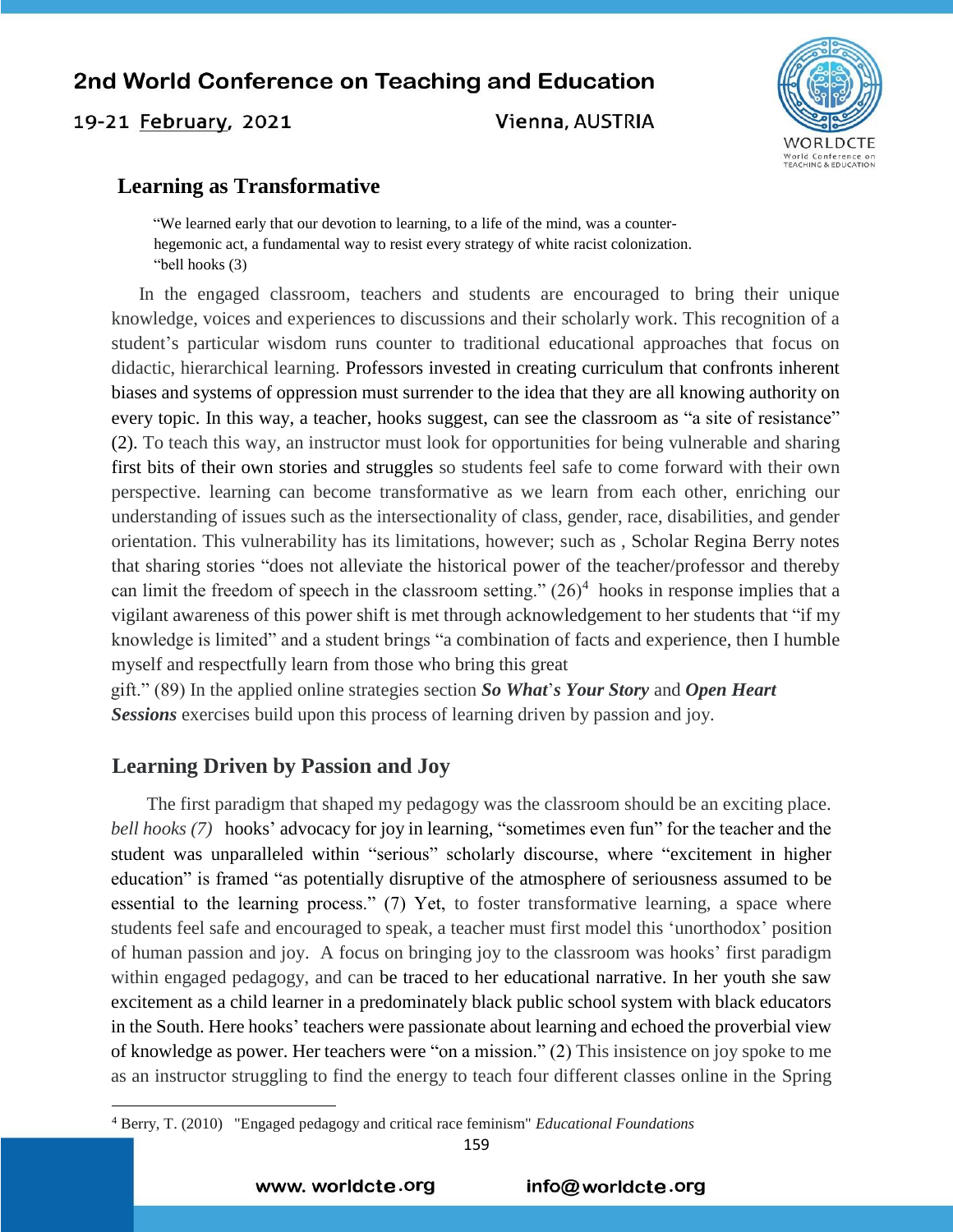## Learning as Transformative

> "We learned early that our devotion to learning, to a life of the mind, was a counter-hegemonic act, a fundamental way to resist every strategy of white racist colonization. "bell hooks (3)

In the engaged classroom, teachers and students are encouraged to bring their unique knowledge, voices and experiences to discussions and their scholarly work. This recognition of a student's particular wisdom runs counter to traditional educational approaches that focus on didactic, hierarchical learning. Professors invested in creating curriculum that confronts inherent biases and systems of oppression must surrender to the idea that they are all knowing authority on every topic. In this way, a teacher, hooks suggest, can see the classroom as "a site of resistance" (2). To teach this way, an instructor must look for opportunities for being vulnerable and sharing first bits of their own stories and struggles so students feel safe to come forward with their own perspective. learning can become transformative as we learn from each other, enriching our understanding of issues such as the intersectionality of class, gender, race, disabilities, and gender orientation. This vulnerability has its limitations, however; such as , Scholar Regina Berry notes that sharing stories "does not alleviate the historical power of the teacher/professor and thereby can limit the freedom of speech in the classroom setting." (26)[4] hooks in response implies that a vigilant awareness of this power shift is met through acknowledgement to her students that "if my knowledge is limited" and a student brings "a combination of facts and experience, then I humble myself and respectfully learn from those who bring this great gift." (89) In the applied online strategies section ***So What's Your Story*** and ***Open Heart Sessions*** exercises build upon this process of learning driven by passion and joy.

## Learning Driven by Passion and Joy

The first paradigm that shaped my pedagogy was the classroom should be an exciting place. *bell hooks (7)* hooks' advocacy for joy in learning, "sometimes even fun" for the teacher and the student was unparalleled within "serious" scholarly discourse, where "excitement in higher education" is framed "as potentially disruptive of the atmosphere of seriousness assumed to be essential to the learning process." (7) Yet, to foster transformative learning, a space where students feel safe and encouraged to speak, a teacher must first model this 'unorthodox' position of human passion and joy. A focus on bringing joy to the classroom was hooks' first paradigm within engaged pedagogy, and can be traced to her educational narrative. In her youth she saw excitement as a child learner in a predominately black public school system with black educators in the South. Here hooks' teachers were passionate about learning and echoed the proverbial view of knowledge as power. Her teachers were "on a mission." (2) This insistence on joy spoke to me as an instructor struggling to find the energy to teach four different classes online in the Spring

---

[4] Berry, T. (2010) "Engaged pedagogy and critical race feminism" *Educational Foundations*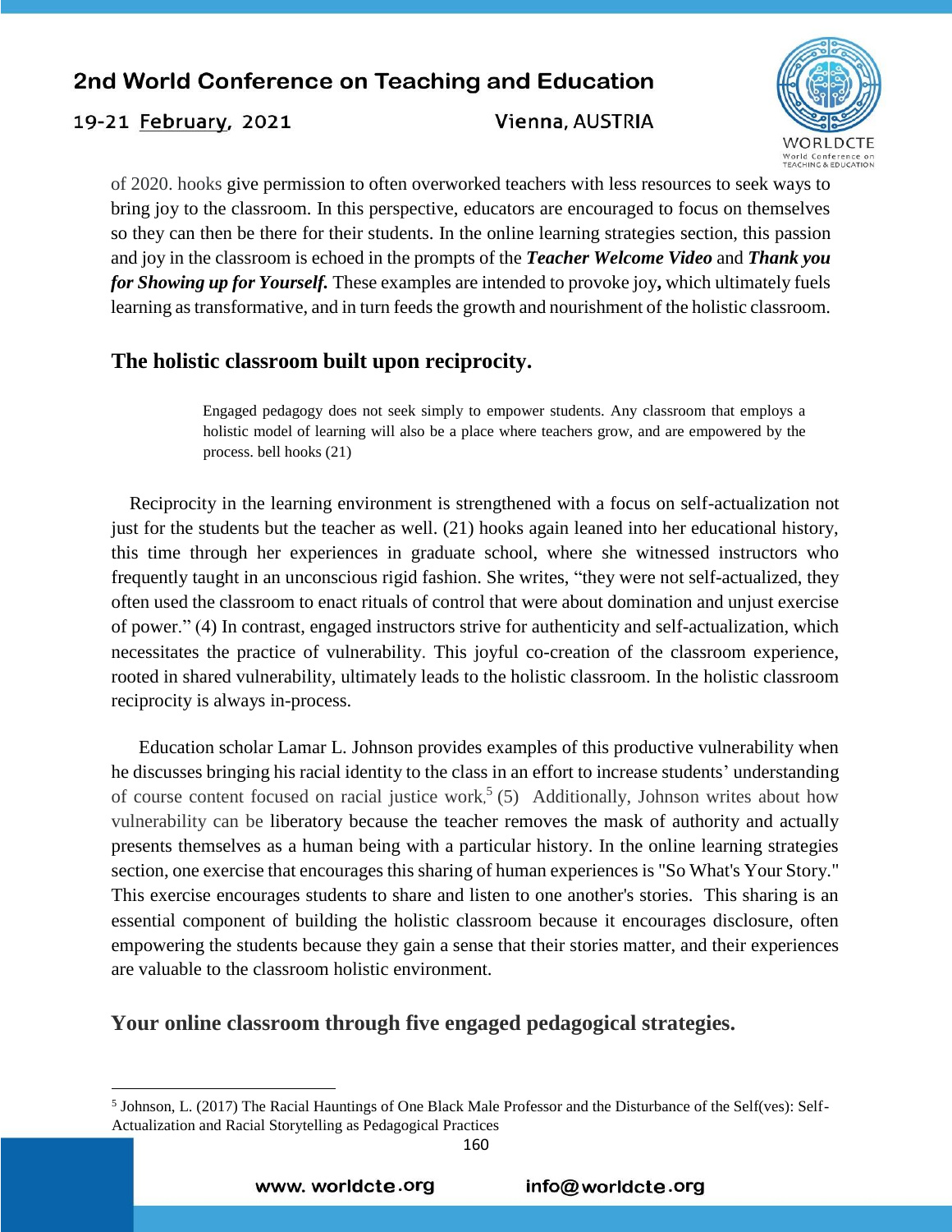of 2020. hooks give permission to often overworked teachers with less resources to seek ways to bring joy to the classroom. In this perspective, educators are encouraged to focus on themselves so they can then be there for their students. In the online learning strategies section, this passion and joy in the classroom is echoed in the prompts of the ***Teacher Welcome Video*** and ***Thank you for Showing up for Yourself.*** These examples are intended to provoke joy**,** which ultimately fuels learning as transformative, and in turn feeds the growth and nourishment of the holistic classroom.

## The holistic classroom built upon reciprocity.

> Engaged pedagogy does not seek simply to empower students. Any classroom that employs a holistic model of learning will also be a place where teachers grow, and are empowered by the process. bell hooks (21)

Reciprocity in the learning environment is strengthened with a focus on self-actualization not just for the students but the teacher as well. (21) hooks again leaned into her educational history, this time through her experiences in graduate school, where she witnessed instructors who frequently taught in an unconscious rigid fashion. She writes, "they were not self-actualized, they often used the classroom to enact rituals of control that were about domination and unjust exercise of power." (4) In contrast, engaged instructors strive for authenticity and self-actualization, which necessitates the practice of vulnerability. This joyful co-creation of the classroom experience, rooted in shared vulnerability, ultimately leads to the holistic classroom. In the holistic classroom reciprocity is always in-process.

Education scholar Lamar L. Johnson provides examples of this productive vulnerability when he discusses bringing his racial identity to the class in an effort to increase students' understanding of course content focused on racial justice work,[5] (5) Additionally, Johnson writes about how vulnerability can be liberatory because the teacher removes the mask of authority and actually presents themselves as a human being with a particular history. In the online learning strategies section, one exercise that encourages this sharing of human experiences is "So What's Your Story." This exercise encourages students to share and listen to one another's stories. This sharing is an essential component of building the holistic classroom because it encourages disclosure, often empowering the students because they gain a sense that their stories matter, and their experiences are valuable to the classroom holistic environment.

## Your online classroom through five engaged pedagogical strategies.

---

[5] Johnson, L. (2017) The Racial Hauntings of One Black Male Professor and the Disturbance of the Self(ves): Self-Actualization and Racial Storytelling as Pedagogical Practices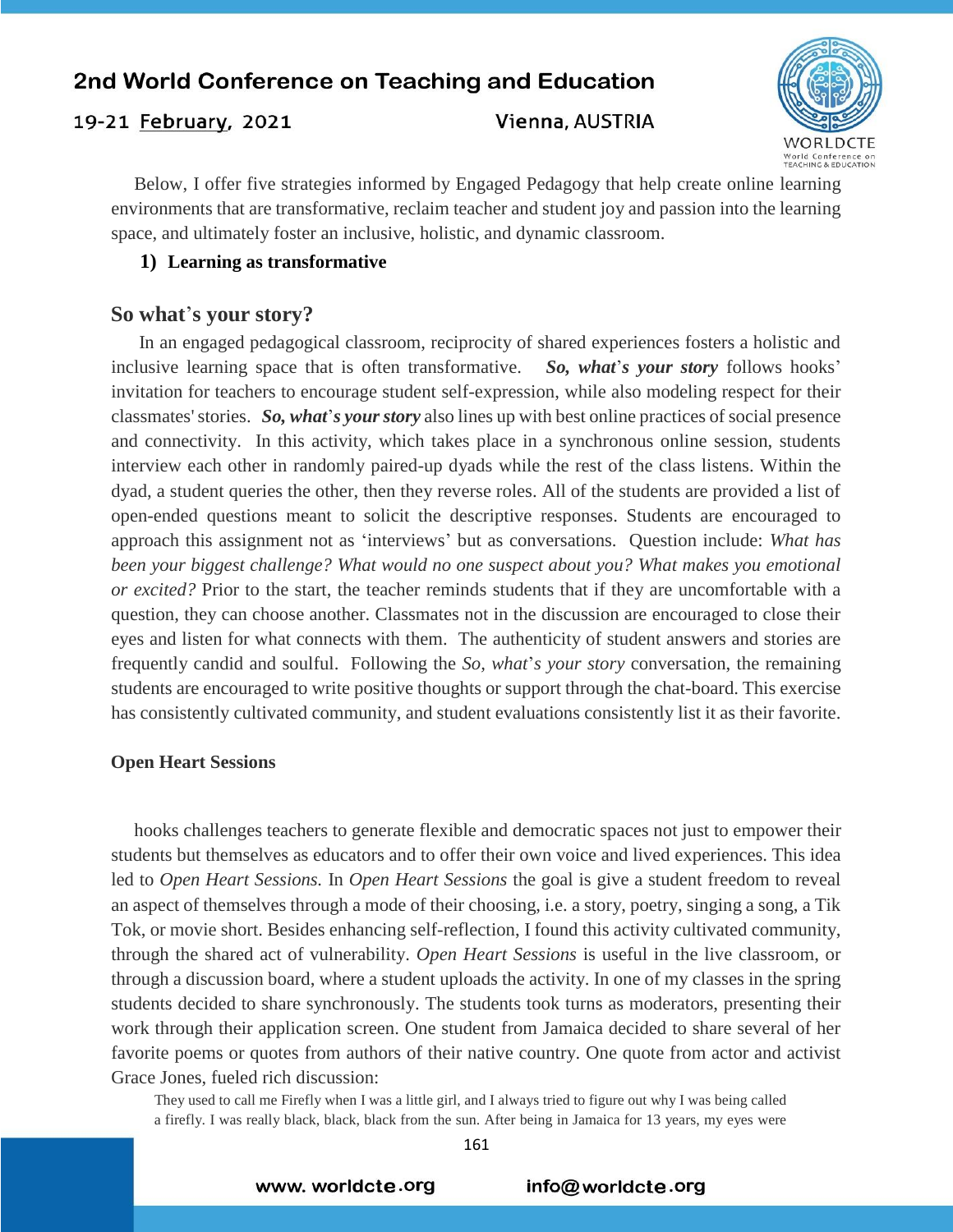Below, I offer five strategies informed by Engaged Pedagogy that help create online learning environments that are transformative, reclaim teacher and student joy and passion into the learning space, and ultimately foster an inclusive, holistic, and dynamic classroom.

**1) Learning as transformative**

## So what's your story?

In an engaged pedagogical classroom, reciprocity of shared experiences fosters a holistic and inclusive learning space that is often transformative. ***So, what's your story*** follows hooks' invitation for teachers to encourage student self-expression, while also modeling respect for their classmates' stories. ***So, what's your story*** also lines up with best online practices of social presence and connectivity. In this activity, which takes place in a synchronous online session, students interview each other in randomly paired-up dyads while the rest of the class listens. Within the dyad, a student queries the other, then they reverse roles. All of the students are provided a list of open-ended questions meant to solicit the descriptive responses. Students are encouraged to approach this assignment not as 'interviews' but as conversations. Question include: *What has been your biggest challenge? What would no one suspect about you? What makes you emotional or excited?* Prior to the start, the teacher reminds students that if they are uncomfortable with a question, they can choose another. Classmates not in the discussion are encouraged to close their eyes and listen for what connects with them. The authenticity of student answers and stories are frequently candid and soulful. Following the *So, what's your story* conversation, the remaining students are encouraged to write positive thoughts or support through the chat-board. This exercise has consistently cultivated community, and student evaluations consistently list it as their favorite.

**Open Heart Sessions**

hooks challenges teachers to generate flexible and democratic spaces not just to empower their students but themselves as educators and to offer their own voice and lived experiences. This idea led to *Open Heart Sessions.* In *Open Heart Sessions* the goal is give a student freedom to reveal an aspect of themselves through a mode of their choosing, i.e. a story, poetry, singing a song, a Tik Tok, or movie short. Besides enhancing self-reflection, I found this activity cultivated community, through the shared act of vulnerability. *Open Heart Sessions* is useful in the live classroom, or through a discussion board, where a student uploads the activity. In one of my classes in the spring students decided to share synchronously. The students took turns as moderators, presenting their work through their application screen. One student from Jamaica decided to share several of her favorite poems or quotes from authors of their native country. One quote from actor and activist Grace Jones, fueled rich discussion:

> They used to call me Firefly when I was a little girl, and I always tried to figure out why I was being called a firefly. I was really black, black, black from the sun. After being in Jamaica for 13 years, my eyes were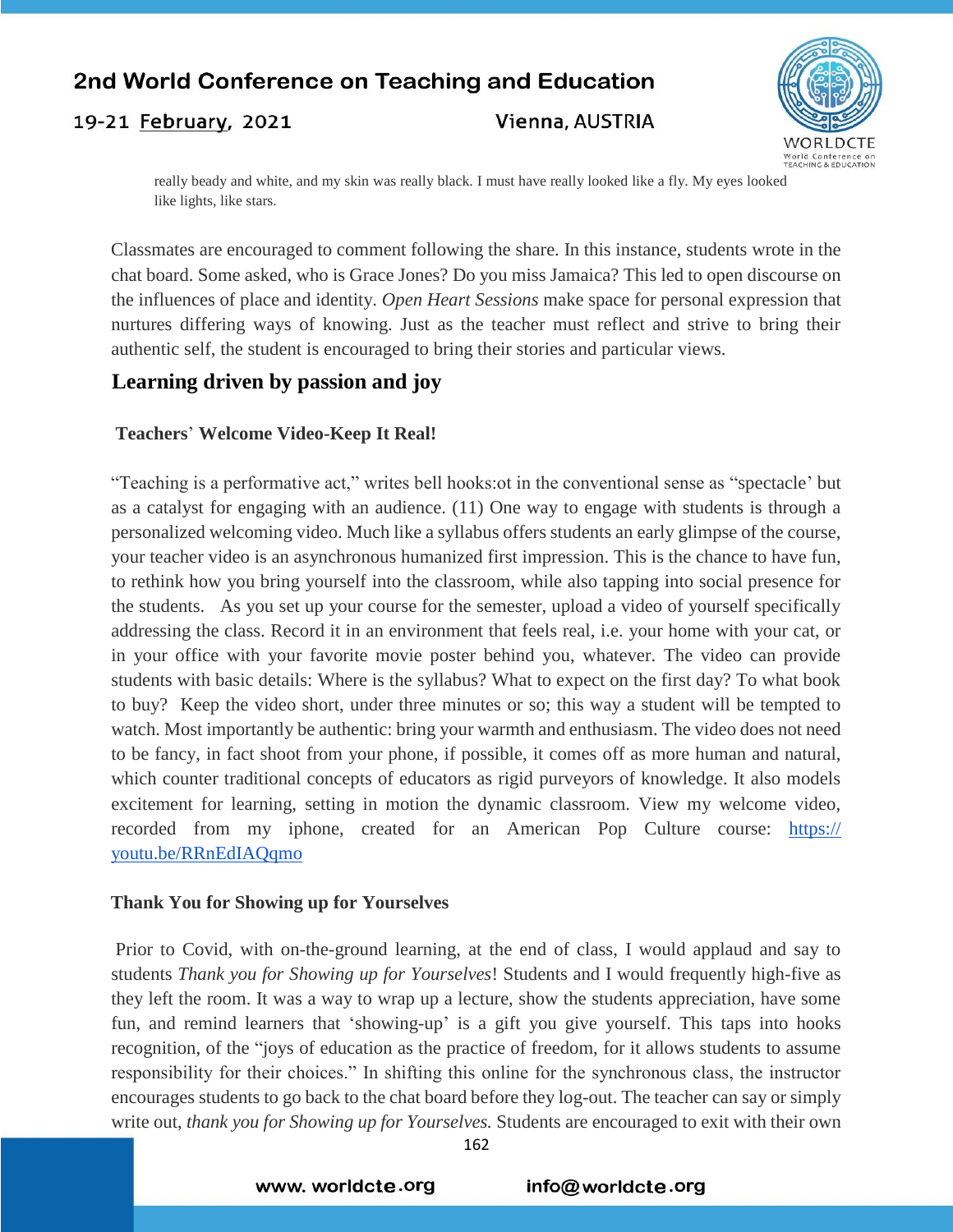really beady and white, and my skin was really black. I must have really looked like a fly. My eyes looked like lights, like stars.

Classmates are encouraged to comment following the share. In this instance, students wrote in the chat board. Some asked, who is Grace Jones? Do you miss Jamaica? This led to open discourse on the influences of place and identity. *Open Heart Sessions* make space for personal expression that nurtures differing ways of knowing. Just as the teacher must reflect and strive to bring their authentic self, the student is encouraged to bring their stories and particular views.

## Learning driven by passion and joy

### Teachers' Welcome Video-Keep It Real!

"Teaching is a performative act," writes bell hooks:ot in the conventional sense as "spectacle' but as a catalyst for engaging with an audience. (11) One way to engage with students is through a personalized welcoming video. Much like a syllabus offers students an early glimpse of the course, your teacher video is an asynchronous humanized first impression. This is the chance to have fun, to rethink how you bring yourself into the classroom, while also tapping into social presence for the students. As you set up your course for the semester, upload a video of yourself specifically addressing the class. Record it in an environment that feels real, i.e. your home with your cat, or in your office with your favorite movie poster behind you, whatever. The video can provide students with basic details: Where is the syllabus? What to expect on the first day? To what book to buy? Keep the video short, under three minutes or so; this way a student will be tempted to watch. Most importantly be authentic: bring your warmth and enthusiasm. The video does not need to be fancy, in fact shoot from your phone, if possible, it comes off as more human and natural, which counter traditional concepts of educators as rigid purveyors of knowledge. It also models excitement for learning, setting in motion the dynamic classroom. View my welcome video, recorded from my iphone, created for an American Pop Culture course: [https://youtu.be/RRnEdIAQqmo](https://youtu.be/RRnEdIAQqmo)

### Thank You for Showing up for Yourselves

Prior to Covid, with on-the-ground learning, at the end of class, I would applaud and say to students *Thank you for Showing up for Yourselves*! Students and I would frequently high-five as they left the room. It was a way to wrap up a lecture, show the students appreciation, have some fun, and remind learners that 'showing-up' is a gift you give yourself. This taps into hooks recognition, of the "joys of education as the practice of freedom, for it allows students to assume responsibility for their choices." In shifting this online for the synchronous class, the instructor encourages students to go back to the chat board before they log-out. The teacher can say or simply write out, *thank you for Showing up for Yourselves.* Students are encouraged to exit with their own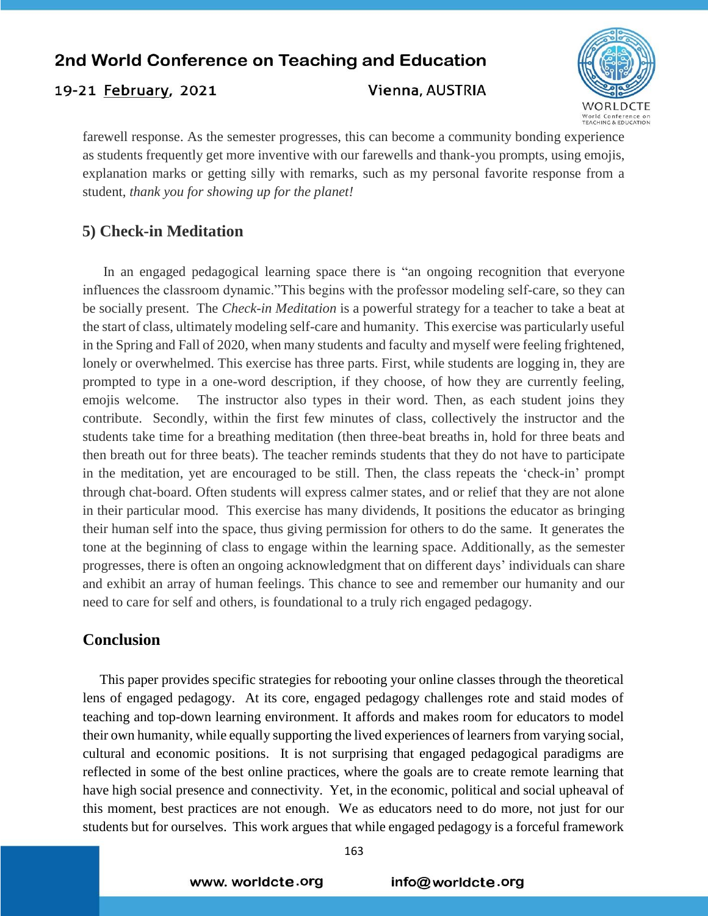farewell response. As the semester progresses, this can become a community bonding experience as students frequently get more inventive with our farewells and thank-you prompts, using emojis, explanation marks or getting silly with remarks, such as my personal favorite response from a student, *thank you for showing up for the planet!*

## 5) Check-in Meditation

In an engaged pedagogical learning space there is "an ongoing recognition that everyone influences the classroom dynamic."This begins with the professor modeling self-care, so they can be socially present. The *Check-in Meditation* is a powerful strategy for a teacher to take a beat at the start of class, ultimately modeling self-care and humanity. This exercise was particularly useful in the Spring and Fall of 2020, when many students and faculty and myself were feeling frightened, lonely or overwhelmed. This exercise has three parts. First, while students are logging in, they are prompted to type in a one-word description, if they choose, of how they are currently feeling, emojis welcome. The instructor also types in their word. Then, as each student joins they contribute. Secondly, within the first few minutes of class, collectively the instructor and the students take time for a breathing meditation (then three-beat breaths in, hold for three beats and then breath out for three beats). The teacher reminds students that they do not have to participate in the meditation, yet are encouraged to be still. Then, the class repeats the 'check-in' prompt through chat-board. Often students will express calmer states, and or relief that they are not alone in their particular mood. This exercise has many dividends, It positions the educator as bringing their human self into the space, thus giving permission for others to do the same. It generates the tone at the beginning of class to engage within the learning space. Additionally, as the semester progresses, there is often an ongoing acknowledgment that on different days' individuals can share and exhibit an array of human feelings. This chance to see and remember our humanity and our need to care for self and others, is foundational to a truly rich engaged pedagogy.

## Conclusion

This paper provides specific strategies for rebooting your online classes through the theoretical lens of engaged pedagogy. At its core, engaged pedagogy challenges rote and staid modes of teaching and top-down learning environment. It affords and makes room for educators to model their own humanity, while equally supporting the lived experiences of learners from varying social, cultural and economic positions. It is not surprising that engaged pedagogical paradigms are reflected in some of the best online practices, where the goals are to create remote learning that have high social presence and connectivity. Yet, in the economic, political and social upheaval of this moment, best practices are not enough. We as educators need to do more, not just for our students but for ourselves. This work argues that while engaged pedagogy is a forceful framework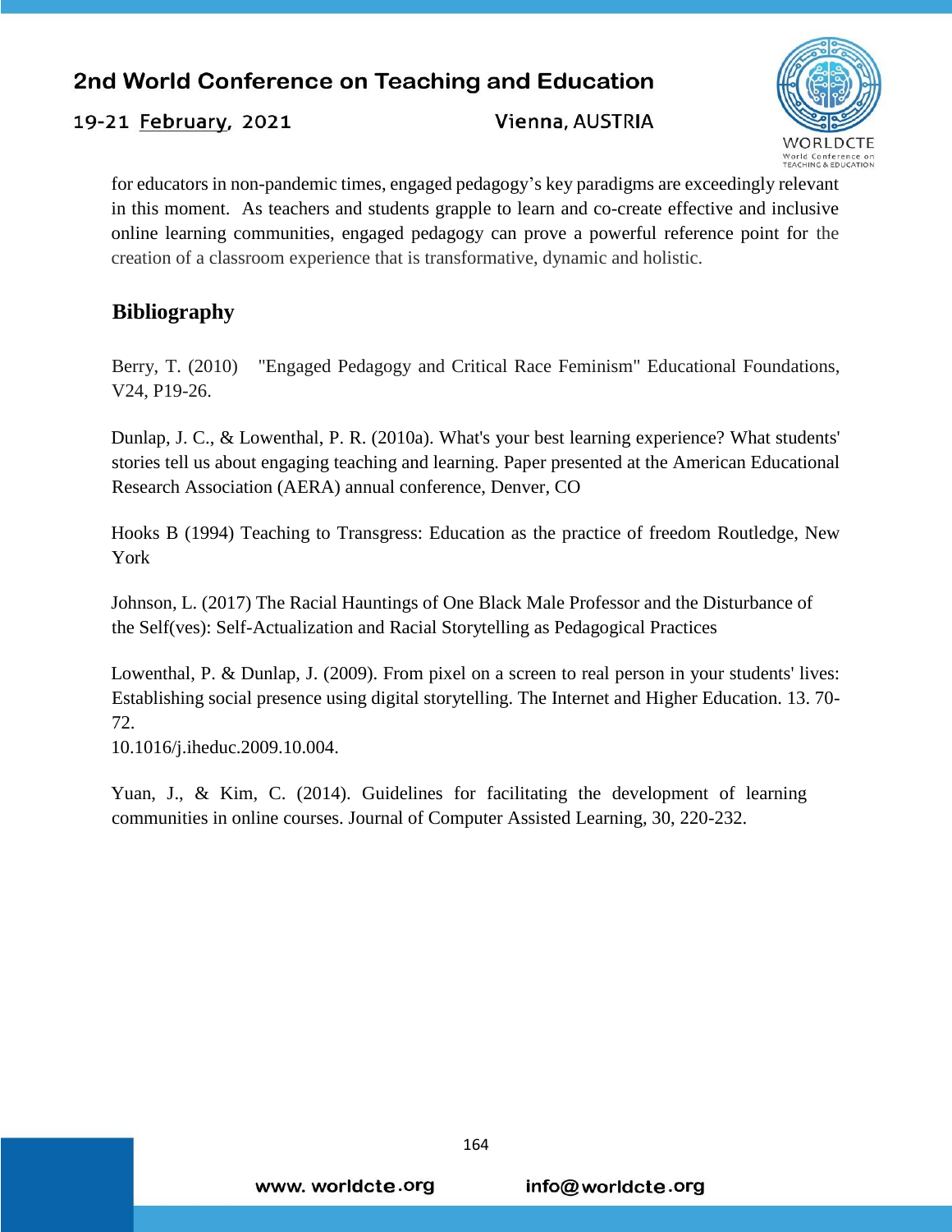for educators in non-pandemic times, engaged pedagogy's key paradigms are exceedingly relevant in this moment. As teachers and students grapple to learn and co-create effective and inclusive online learning communities, engaged pedagogy can prove a powerful reference point for the creation of a classroom experience that is transformative, dynamic and holistic.

## Bibliography

Berry, T. (2010) "Engaged Pedagogy and Critical Race Feminism" Educational Foundations, V24, P19-26.

Dunlap, J. C., & Lowenthal, P. R. (2010a). What's your best learning experience? What students' stories tell us about engaging teaching and learning. Paper presented at the American Educational Research Association (AERA) annual conference, Denver, CO

Hooks B (1994) Teaching to Transgress: Education as the practice of freedom Routledge, New York

Johnson, L. (2017) The Racial Hauntings of One Black Male Professor and the Disturbance of the Self(ves): Self-Actualization and Racial Storytelling as Pedagogical Practices

Lowenthal, P. & Dunlap, J. (2009). From pixel on a screen to real person in your students' lives: Establishing social presence using digital storytelling. The Internet and Higher Education. 13. 70-72.
10.1016/j.iheduc.2009.10.004.

Yuan, J., & Kim, C. (2014). Guidelines for facilitating the development of learning communities in online courses. Journal of Computer Assisted Learning, 30, 220-232.